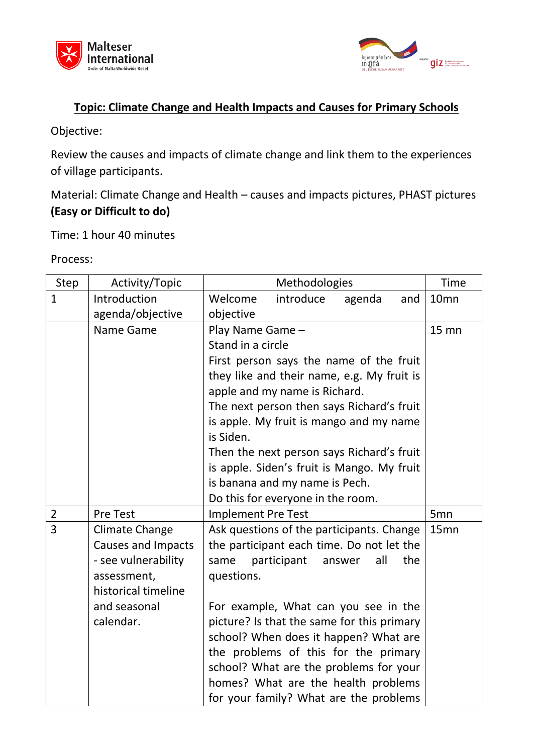# Topic: Climate Change and Health Impacts and Causes for Primary Schools

Objective:

Review the causes and impacts of climate change and link them to the experiences of village participants.

Material: Climate Change and Health – causes and impacts pictures, PHAST pictures **(Easy or Difficult to do)**

Time: 1 hour 40 minutes

Process:

| Step | Activity/Topic | Methodologies | Time |
|---|---|---|---|
| 1 | Introduction agenda/objective | Welcome introduce agenda and objective | 10mn |
| | Name Game | Play Name Game – Stand in a circle First person says the name of the fruit they like and their name, e.g. My fruit is apple and my name is Richard. The next person then says Richard's fruit is apple. My fruit is mango and my name is Siden. Then the next person says Richard's fruit is apple. Siden's fruit is Mango. My fruit is banana and my name is Pech. Do this for everyone in the room. | 15 mn |
| 2 | Pre Test | Implement Pre Test | 5mn |
| 3 | Climate Change Causes and Impacts - see vulnerability assessment, historical timeline and seasonal calendar. | Ask questions of the participants. Change the participant each time. Do not let the same participant answer all the questions.<br><br>For example, What can you see in the picture? Is that the same for this primary school? When does it happen? What are the problems of this for the primary school? What are the problems for your homes? What are the health problems for your family? What are the problems | 15mn |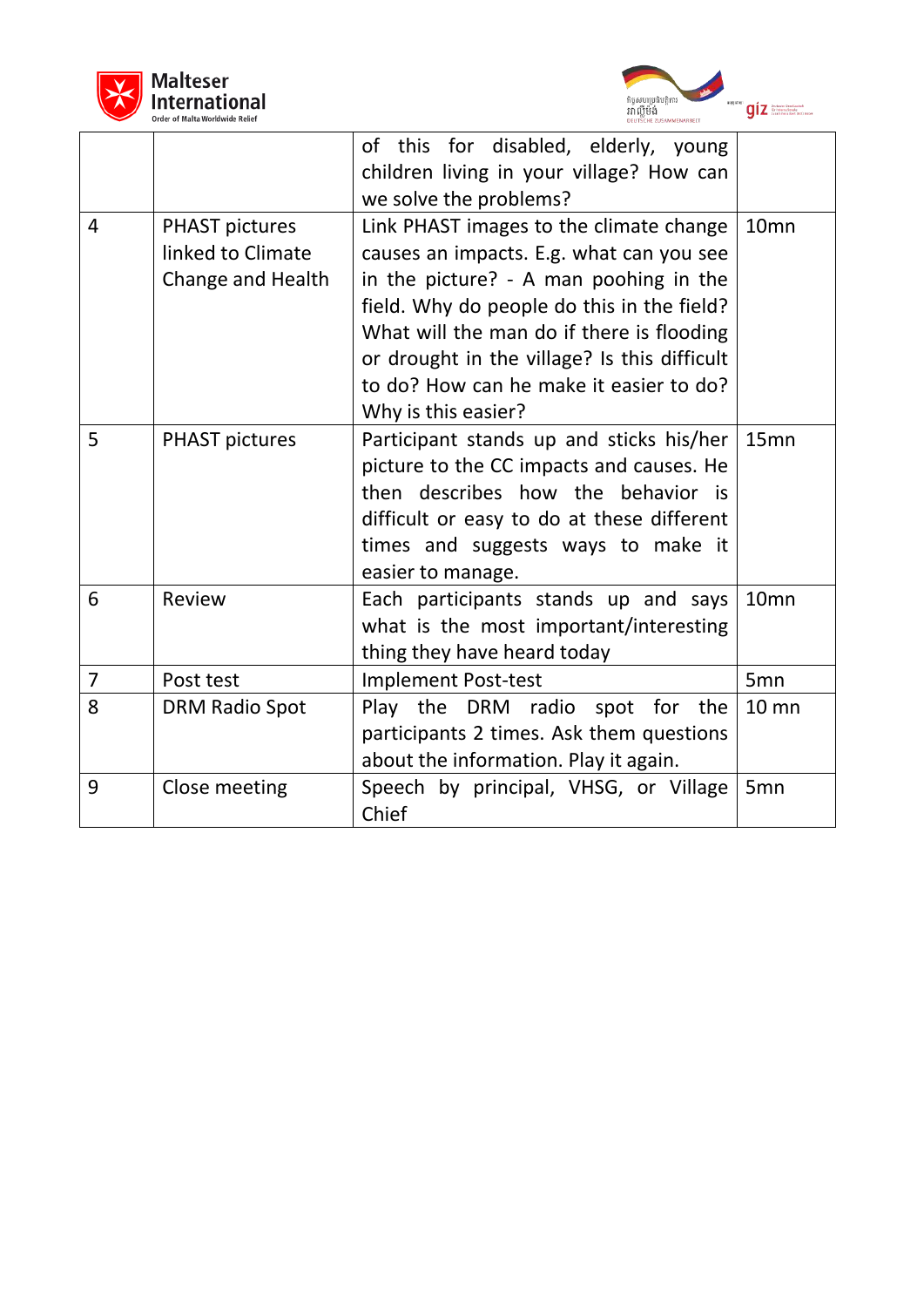| | | | |
|---|---|---|---|
| | | of this for disabled, elderly, young children living in your village? How can we solve the problems? | |
| 4 | PHAST pictures linked to Climate Change and Health | Link PHAST images to the climate change causes an impacts. E.g. what can you see in the picture? - A man poohing in the field. Why do people do this in the field? What will the man do if there is flooding or drought in the village? Is this difficult to do? How can he make it easier to do? Why is this easier? | 10mn |
| 5 | PHAST pictures | Participant stands up and sticks his/her picture to the CC impacts and causes. He then describes how the behavior is difficult or easy to do at these different times and suggests ways to make it easier to manage. | 15mn |
| 6 | Review | Each participants stands up and says what is the most important/interesting thing they have heard today | 10mn |
| 7 | Post test | Implement Post-test | 5mn |
| 8 | DRM Radio Spot | Play the DRM radio spot for the participants 2 times. Ask them questions about the information. Play it again. | 10 mn |
| 9 | Close meeting | Speech by principal, VHSG, or Village Chief | 5mn |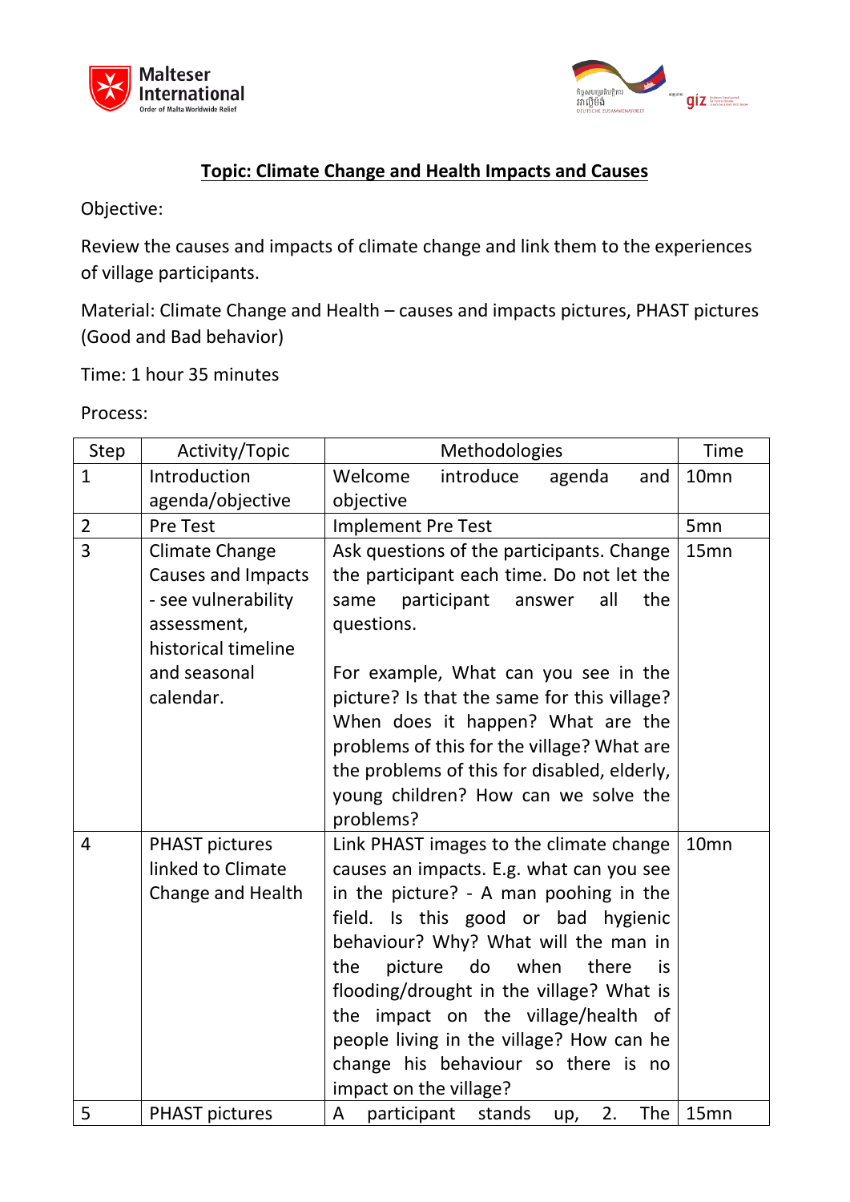## Topic: Climate Change and Health Impacts and Causes

Objective:

Review the causes and impacts of climate change and link them to the experiences of village participants.

Material: Climate Change and Health – causes and impacts pictures, PHAST pictures (Good and Bad behavior)

Time: 1 hour 35 minutes

Process:

| Step | Activity/Topic | Methodologies | Time |
|---|---|---|---|
| 1 | Introduction agenda/objective | Welcome introduce agenda and objective | 10mn |
| 2 | Pre Test | Implement Pre Test | 5mn |
| 3 | Climate Change Causes and Impacts - see vulnerability assessment, historical timeline and seasonal calendar. | Ask questions of the participants. Change the participant each time. Do not let the same participant answer all the questions.<br><br>For example, What can you see in the picture? Is that the same for this village? When does it happen? What are the problems of this for the village? What are the problems of this for disabled, elderly, young children? How can we solve the problems? | 15mn |
| 4 | PHAST pictures linked to Climate Change and Health | Link PHAST images to the climate change causes an impacts. E.g. what can you see in the picture? - A man poohing in the field. Is this good or bad hygienic behaviour? Why? What will the man in the picture do when there is flooding/drought in the village? What is the impact on the village/health of people living in the village? How can he change his behaviour so there is no impact on the village? | 10mn |
| 5 | PHAST pictures | A participant stands up, 2. The | 15mn |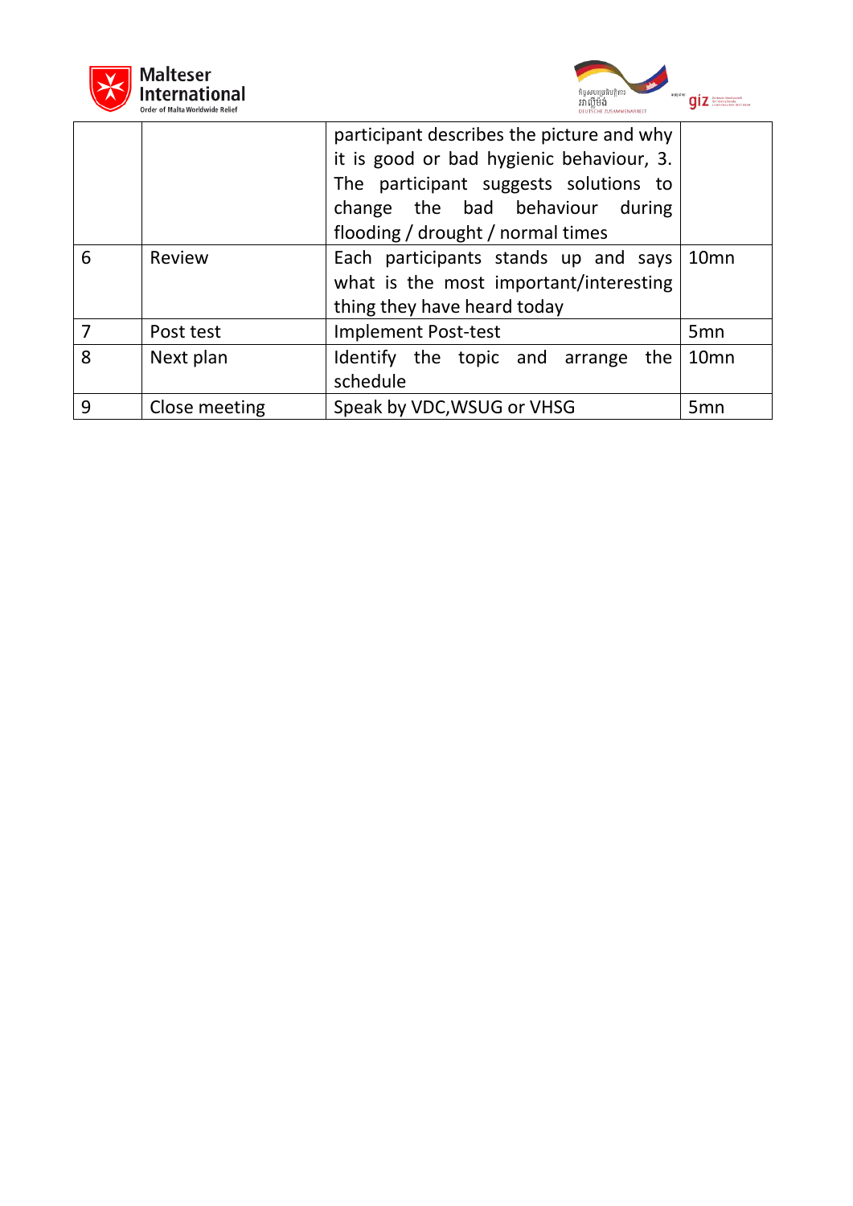|   |   |   |   |
|---|---|---|---|
|   |   | participant describes the picture and why it is good or bad hygienic behaviour, 3. The participant suggests solutions to change the bad behaviour during flooding / drought / normal times |   |
| 6 | Review | Each participants stands up and says what is the most important/interesting thing they have heard today | 10mn |
| 7 | Post test | Implement Post-test | 5mn |
| 8 | Next plan | Identify the topic and arrange the schedule | 10mn |
| 9 | Close meeting | Speak by VDC,WSUG or VHSG | 5mn |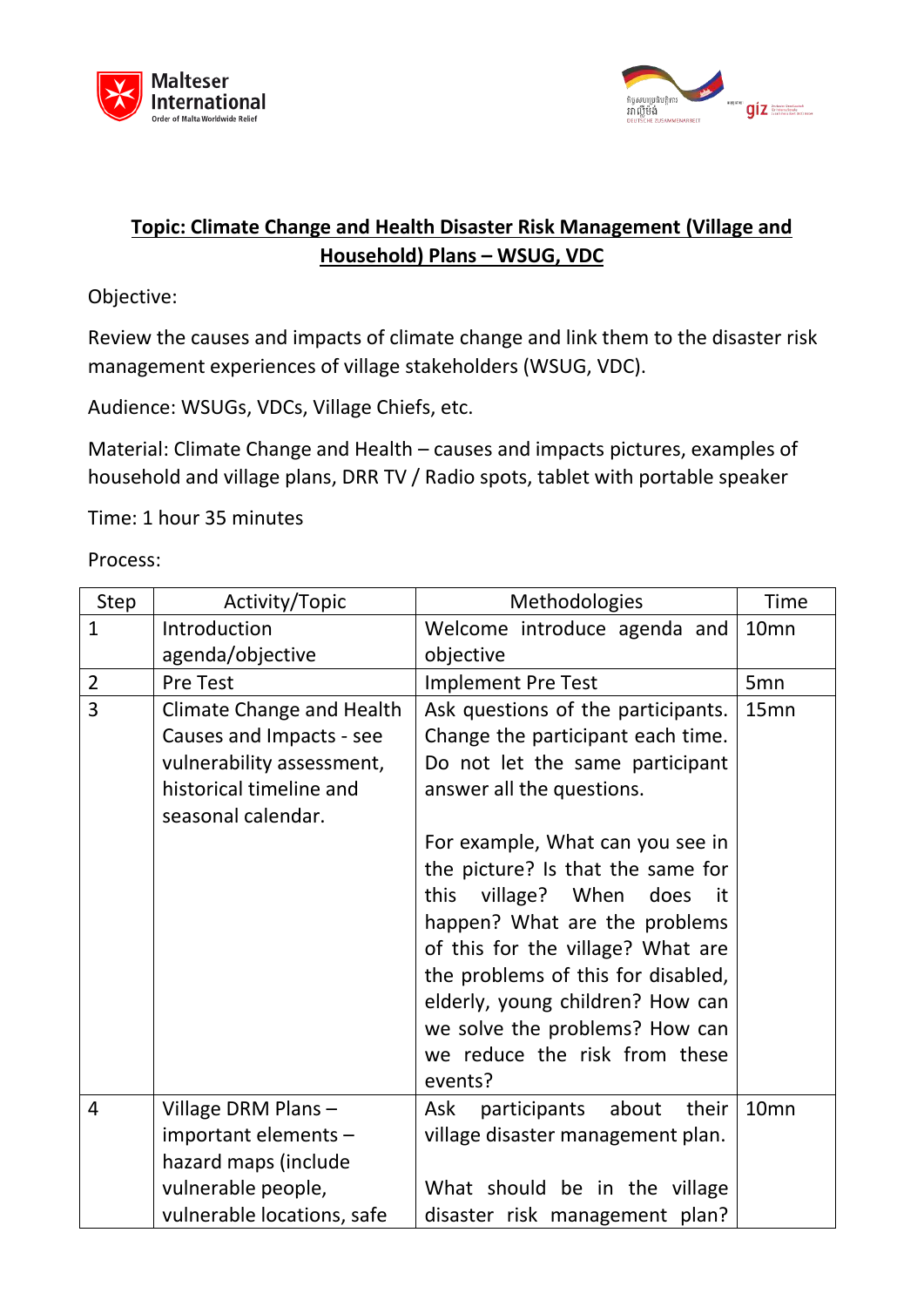**Topic: Climate Change and Health Disaster Risk Management (Village and Household) Plans – WSUG, VDC**

Objective:

Review the causes and impacts of climate change and link them to the disaster risk management experiences of village stakeholders (WSUG, VDC).

Audience: WSUGs, VDCs, Village Chiefs, etc.

Material: Climate Change and Health – causes and impacts pictures, examples of household and village plans, DRR TV / Radio spots, tablet with portable speaker

Time: 1 hour 35 minutes

Process:

| Step | Activity/Topic | Methodologies | Time |
|---|---|---|---|
| 1 | Introduction agenda/objective | Welcome introduce agenda and objective | 10mn |
| 2 | Pre Test | Implement Pre Test | 5mn |
| 3 | Climate Change and Health Causes and Impacts - see vulnerability assessment, historical timeline and seasonal calendar. | Ask questions of the participants. Change the participant each time. Do not let the same participant answer all the questions.<br><br>For example, What can you see in the picture? Is that the same for this village? When does it happen? What are the problems of this for the village? What are the problems of this for disabled, elderly, young children? How can we solve the problems? How can we reduce the risk from these events? | 15mn |
| 4 | Village DRM Plans – important elements – hazard maps (include vulnerable people, vulnerable locations, safe | Ask participants about their village disaster management plan.<br><br>What should be in the village disaster risk management plan? | 10mn |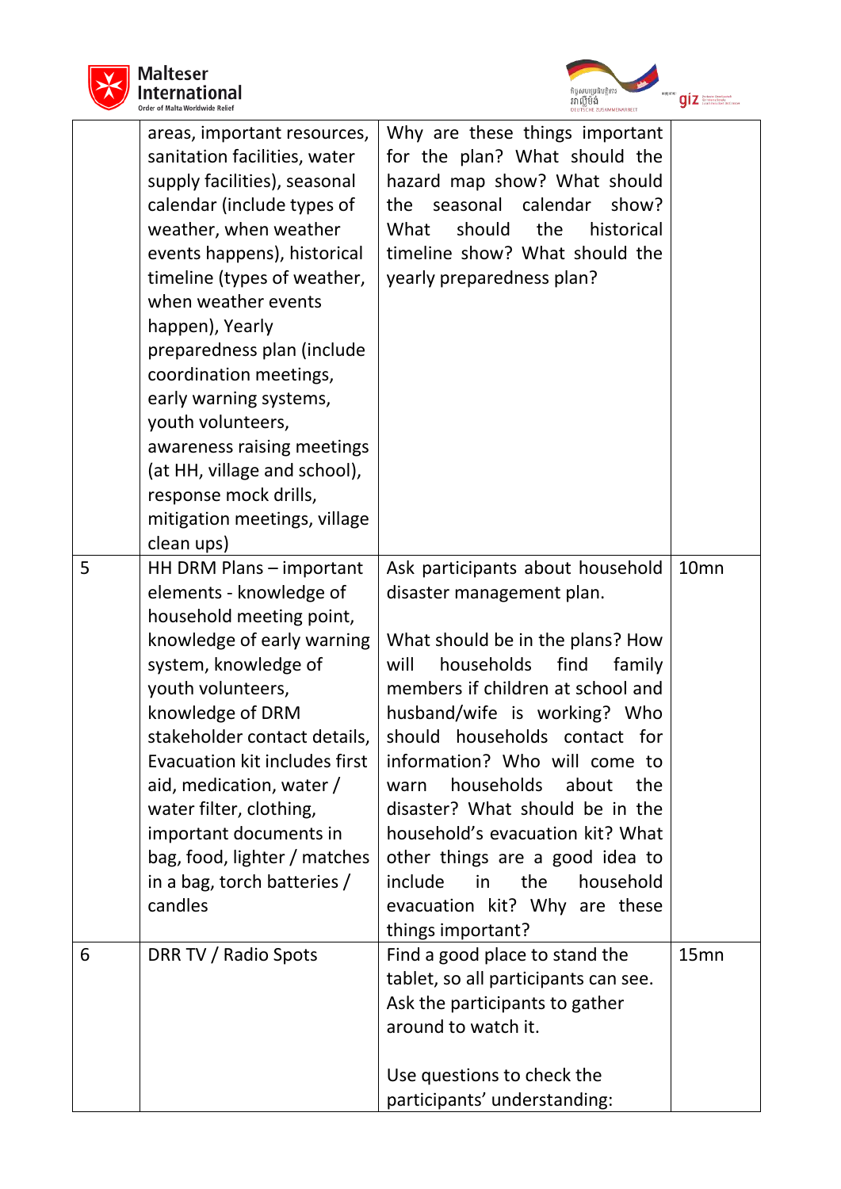| | | | |
|---|---|---|---|
| | areas, important resources, sanitation facilities, water supply facilities), seasonal calendar (include types of weather, when weather events happens), historical timeline (types of weather, when weather events happen), Yearly preparedness plan (include coordination meetings, early warning systems, youth volunteers, awareness raising meetings (at HH, village and school), response mock drills, mitigation meetings, village clean ups) | Why are these things important for the plan? What should the hazard map show? What should the seasonal calendar show? What should the historical timeline show? What should the yearly preparedness plan? | |
| 5 | HH DRM Plans – important elements - knowledge of household meeting point, knowledge of early warning system, knowledge of youth volunteers, knowledge of DRM stakeholder contact details, Evacuation kit includes first aid, medication, water / water filter, clothing, important documents in bag, food, lighter / matches in a bag, torch batteries / candles | Ask participants about household disaster management plan.<br><br>What should be in the plans? How will households find family members if children at school and husband/wife is working? Who should households contact for information? Who will come to warn households about the disaster? What should be in the household's evacuation kit? What other things are a good idea to include in the household evacuation kit? Why are these things important? | 10mn |
| 6 | DRR TV / Radio Spots | Find a good place to stand the tablet, so all participants can see. Ask the participants to gather around to watch it.<br><br>Use questions to check the participants' understanding: | 15mn |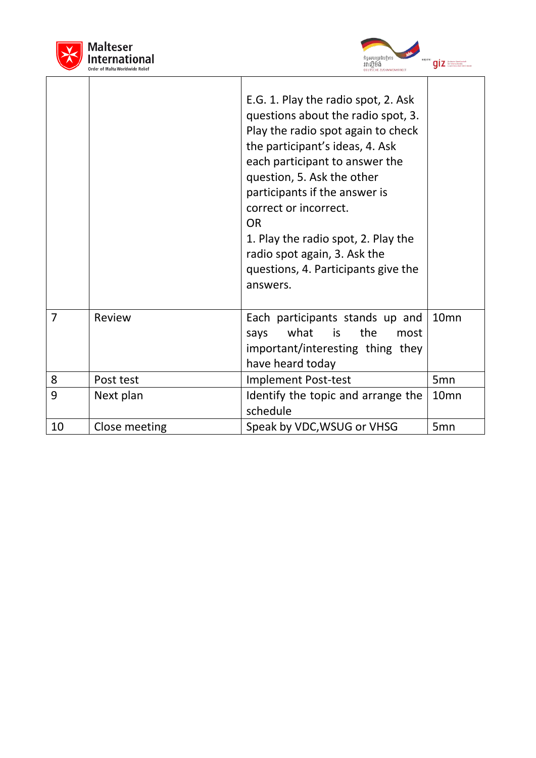| | | | |
|---|---|---|---|
| | | E.G. 1. Play the radio spot, 2. Ask questions about the radio spot, 3. Play the radio spot again to check the participant's ideas, 4. Ask each participant to answer the question, 5. Ask the other participants if the answer is correct or incorrect.<br>OR<br>1. Play the radio spot, 2. Play the radio spot again, 3. Ask the questions, 4. Participants give the answers. | |
| 7 | Review | Each participants stands up and says what is the most important/interesting thing they have heard today | 10mn |
| 8 | Post test | Implement Post-test | 5mn |
| 9 | Next plan | Identify the topic and arrange the schedule | 10mn |
| 10 | Close meeting | Speak by VDC,WSUG or VHSG | 5mn |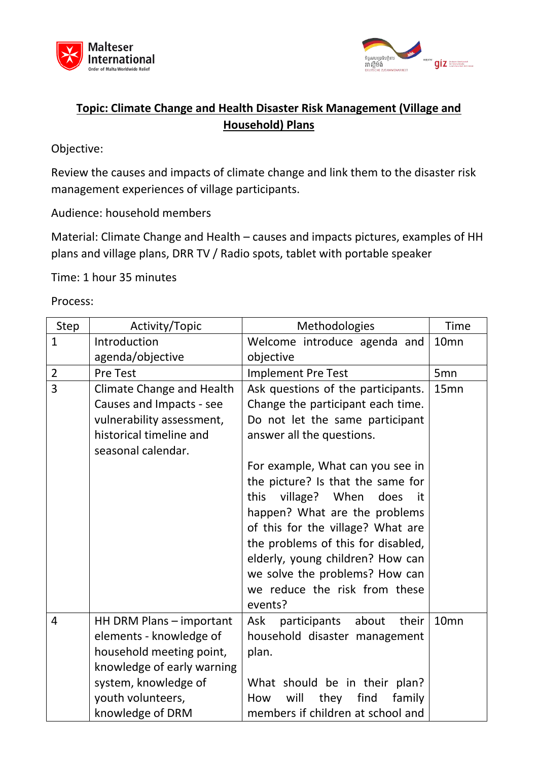**Topic: Climate Change and Health Disaster Risk Management (Village and Household) Plans**

Objective:

Review the causes and impacts of climate change and link them to the disaster risk management experiences of village participants.

Audience: household members

Material: Climate Change and Health – causes and impacts pictures, examples of HH plans and village plans, DRR TV / Radio spots, tablet with portable speaker

Time: 1 hour 35 minutes

Process:

| Step | Activity/Topic | Methodologies | Time |
|---|---|---|---|
| 1 | Introduction agenda/objective | Welcome introduce agenda and objective | 10mn |
| 2 | Pre Test | Implement Pre Test | 5mn |
| 3 | Climate Change and Health Causes and Impacts - see vulnerability assessment, historical timeline and seasonal calendar. | Ask questions of the participants. Change the participant each time. Do not let the same participant answer all the questions.<br><br>For example, What can you see in the picture? Is that the same for this village? When does it happen? What are the problems of this for the village? What are the problems of this for disabled, elderly, young children? How can we solve the problems? How can we reduce the risk from these events? | 15mn |
| 4 | HH DRM Plans – important elements - knowledge of household meeting point, knowledge of early warning system, knowledge of youth volunteers, knowledge of DRM | Ask participants about their household disaster management plan.<br><br>What should be in their plan? How will they find family members if children at school and | 10mn |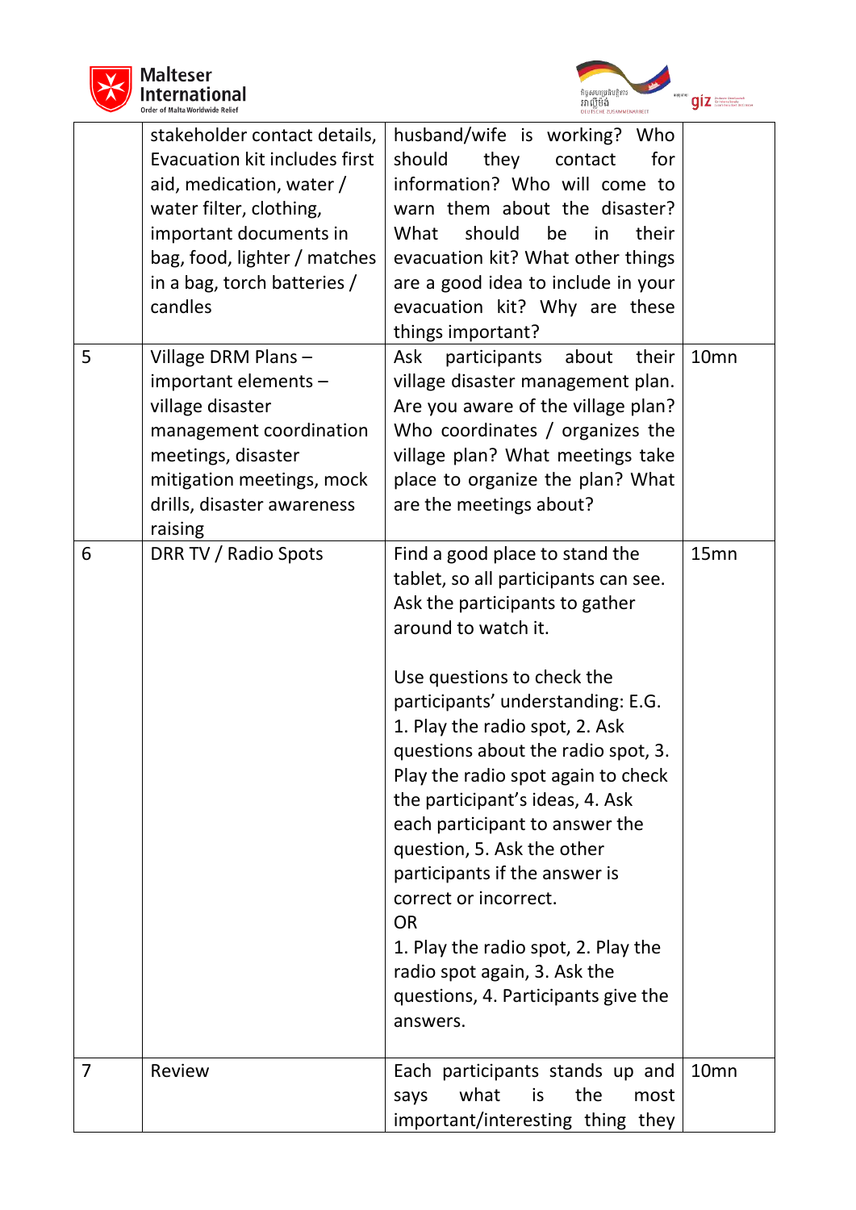| | | | |
|---|---|---|---|
| | stakeholder contact details, Evacuation kit includes first aid, medication, water / water filter, clothing, important documents in bag, food, lighter / matches in a bag, torch batteries / candles | husband/wife is working? Who should they contact for information? Who will come to warn them about the disaster? What should be in their evacuation kit? What other things are a good idea to include in your evacuation kit? Why are these things important? | |
| 5 | Village DRM Plans – important elements – village disaster management coordination meetings, disaster mitigation meetings, mock drills, disaster awareness raising | Ask participants about their village disaster management plan. Are you aware of the village plan? Who coordinates / organizes the village plan? What meetings take place to organize the plan? What are the meetings about? | 10mn |
| 6 | DRR TV / Radio Spots | Find a good place to stand the tablet, so all participants can see. Ask the participants to gather around to watch it.<br><br>Use questions to check the participants' understanding: E.G. 1. Play the radio spot, 2. Ask questions about the radio spot, 3. Play the radio spot again to check the participant's ideas, 4. Ask each participant to answer the question, 5. Ask the other participants if the answer is correct or incorrect.<br>OR<br>1. Play the radio spot, 2. Play the radio spot again, 3. Ask the questions, 4. Participants give the answers. | 15mn |
| 7 | Review | Each participants stands up and says what is the most important/interesting thing they | 10mn |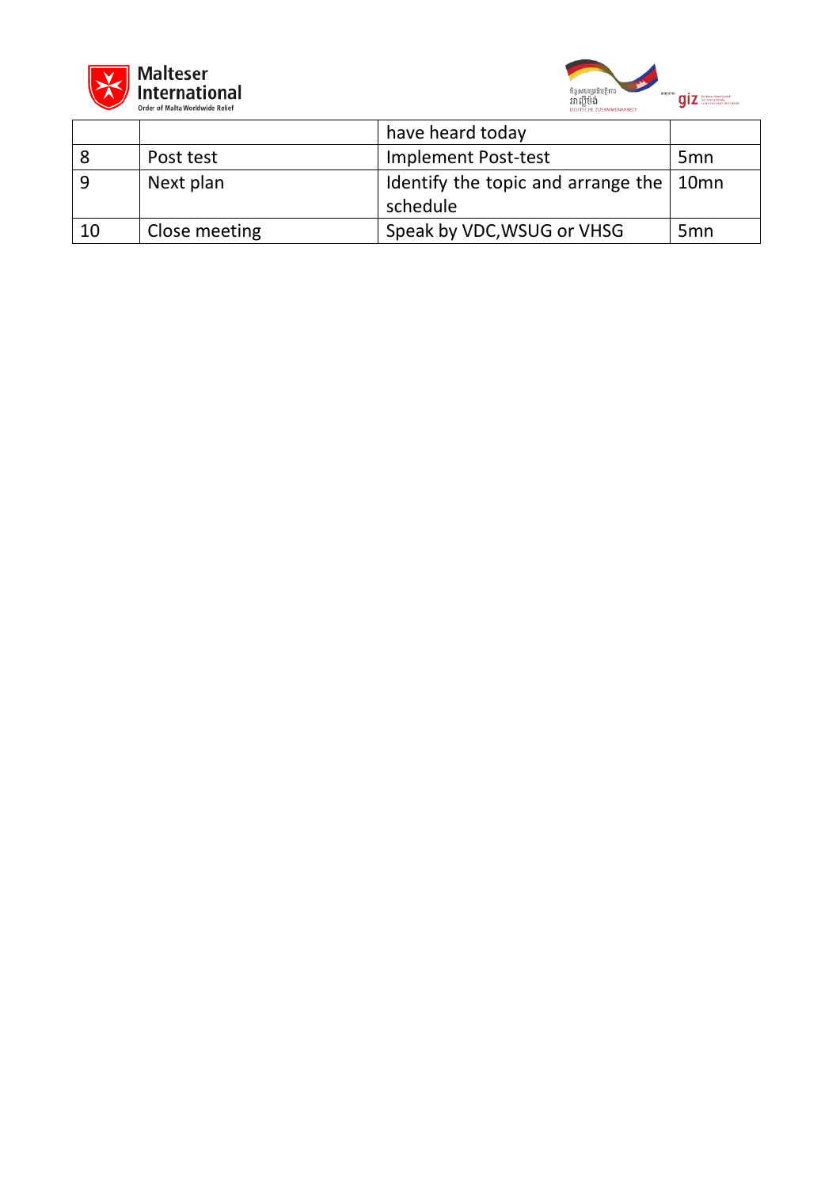|  |  | have heard today |  |
|---|---|---|---|
| 8 | Post test | Implement Post-test | 5mn |
| 9 | Next plan | Identify the topic and arrange the schedule | 10mn |
| 10 | Close meeting | Speak by VDC,WSUG or VHSG | 5mn |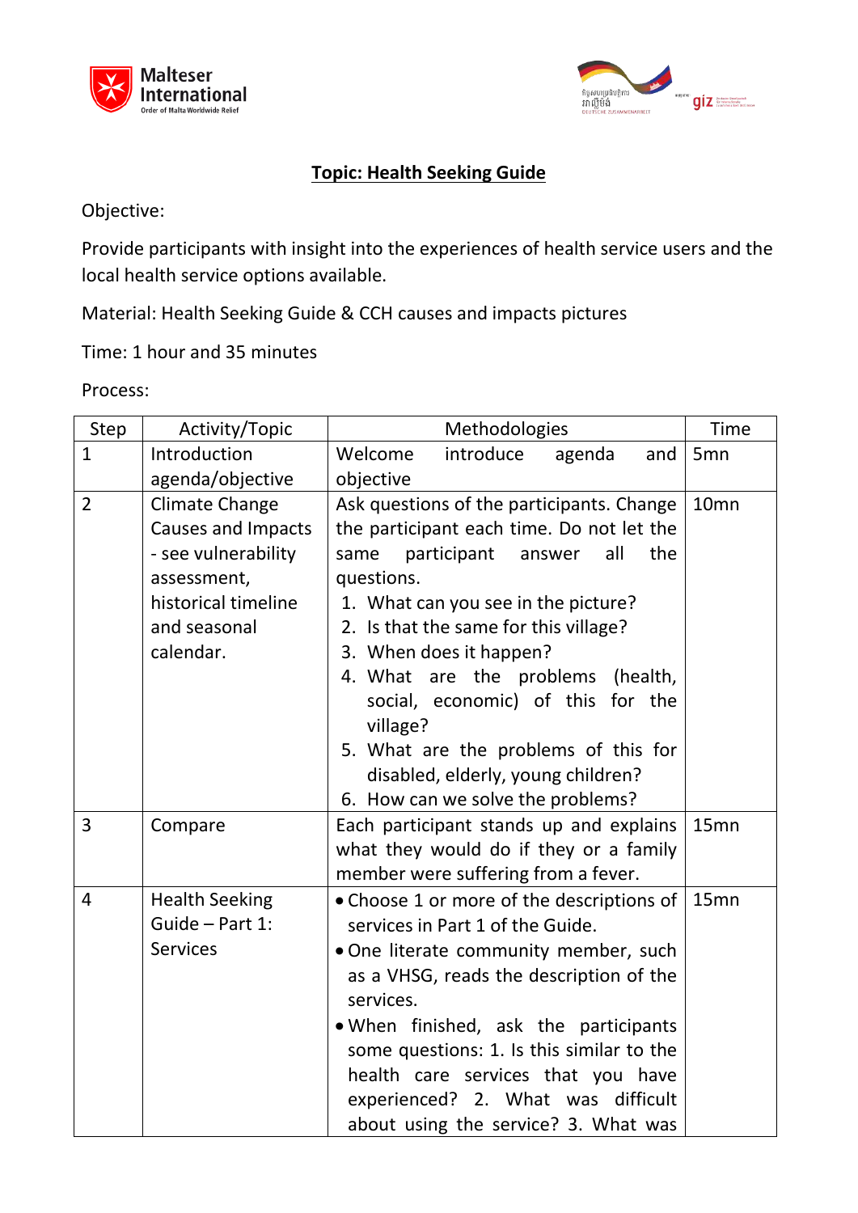## Topic: Health Seeking Guide

Objective:

Provide participants with insight into the experiences of health service users and the local health service options available.

Material: Health Seeking Guide & CCH causes and impacts pictures

Time: 1 hour and 35 minutes

Process:

| Step | Activity/Topic | Methodologies | Time |
|---|---|---|---|
| 1 | Introduction agenda/objective | Welcome introduce agenda and objective | 5mn |
| 2 | Climate Change Causes and Impacts - see vulnerability assessment, historical timeline and seasonal calendar. | Ask questions of the participants. Change the participant each time. Do not let the same participant answer all the questions.<br>1. What can you see in the picture?<br>2. Is that the same for this village?<br>3. When does it happen?<br>4. What are the problems (health, social, economic) of this for the village?<br>5. What are the problems of this for disabled, elderly, young children?<br>6. How can we solve the problems? | 10mn |
| 3 | Compare | Each participant stands up and explains what they would do if they or a family member were suffering from a fever. | 15mn |
| 4 | Health Seeking Guide – Part 1: Services | • Choose 1 or more of the descriptions of services in Part 1 of the Guide.<br>• One literate community member, such as a VHSG, reads the description of the services.<br>• When finished, ask the participants some questions: 1. Is this similar to the health care services that you have experienced? 2. What was difficult about using the service? 3. What was | 15mn |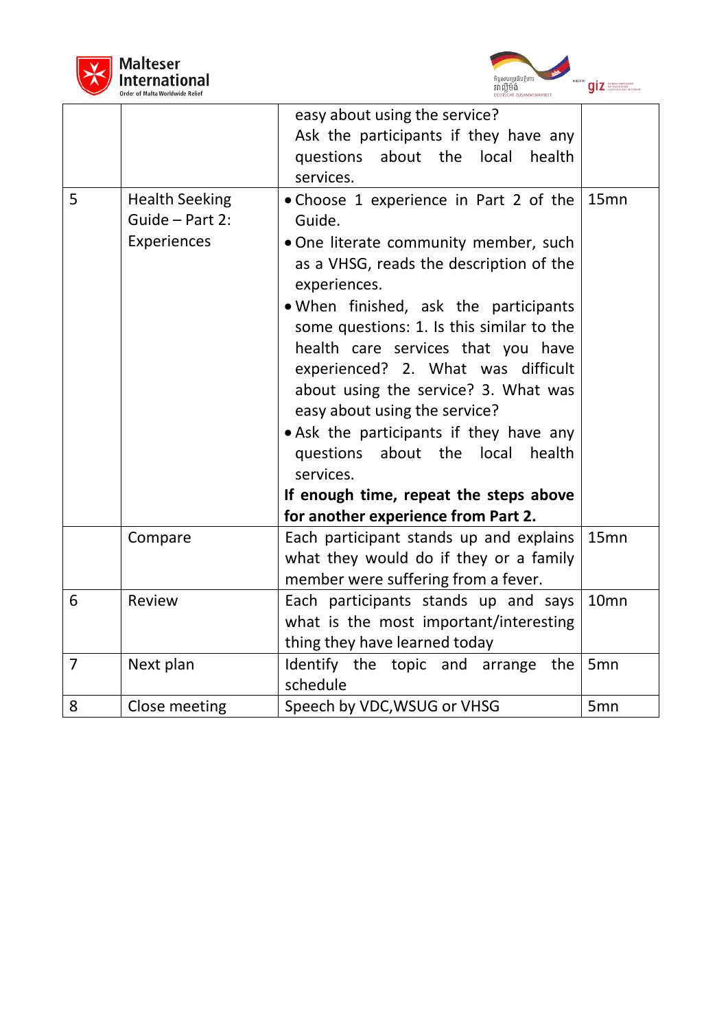| | | | |
|---|---|---|---|
| | | easy about using the service?<br>Ask the participants if they have any questions about the local health services. | |
| 5 | Health Seeking Guide – Part 2: Experiences | • Choose 1 experience in Part 2 of the Guide.<br>• One literate community member, such as a VHSG, reads the description of the experiences.<br>• When finished, ask the participants some questions: 1. Is this similar to the health care services that you have experienced? 2. What was difficult about using the service? 3. What was easy about using the service?<br>• Ask the participants if they have any questions about the local health services.<br>**If enough time, repeat the steps above for another experience from Part 2.** | 15mn |
| | Compare | Each participant stands up and explains what they would do if they or a family member were suffering from a fever. | 15mn |
| 6 | Review | Each participants stands up and says what is the most important/interesting thing they have learned today | 10mn |
| 7 | Next plan | Identify the topic and arrange the schedule | 5mn |
| 8 | Close meeting | Speech by VDC,WSUG or VHSG | 5mn |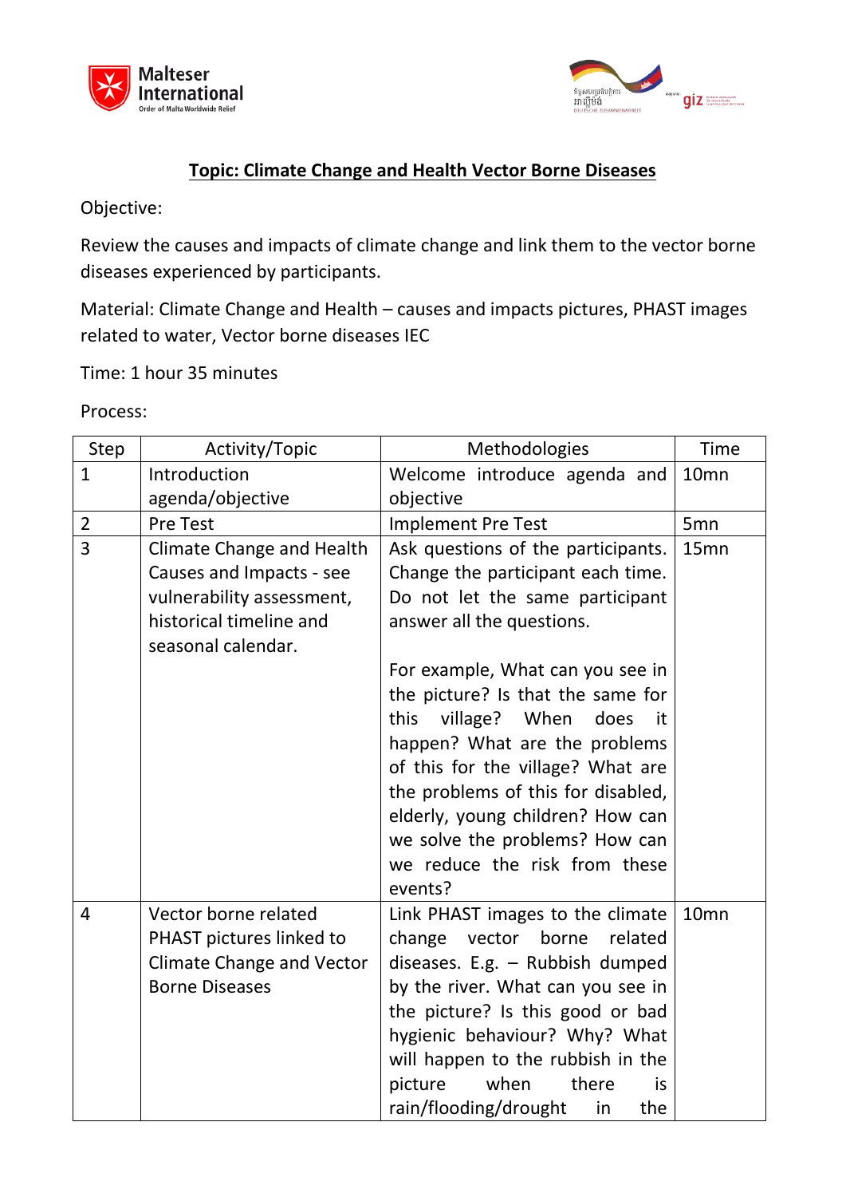**Topic: Climate Change and Health Vector Borne Diseases**

Objective:

Review the causes and impacts of climate change and link them to the vector borne diseases experienced by participants.

Material: Climate Change and Health – causes and impacts pictures, PHAST images related to water, Vector borne diseases IEC

Time: 1 hour 35 minutes

Process:

| Step | Activity/Topic | Methodologies | Time |
|---|---|---|---|
| 1 | Introduction agenda/objective | Welcome introduce agenda and objective | 10mn |
| 2 | Pre Test | Implement Pre Test | 5mn |
| 3 | Climate Change and Health Causes and Impacts - see vulnerability assessment, historical timeline and seasonal calendar. | Ask questions of the participants. Change the participant each time. Do not let the same participant answer all the questions.<br><br>For example, What can you see in the picture? Is that the same for this village? When does it happen? What are the problems of this for the village? What are the problems of this for disabled, elderly, young children? How can we solve the problems? How can we reduce the risk from these events? | 15mn |
| 4 | Vector borne related PHAST pictures linked to Climate Change and Vector Borne Diseases | Link PHAST images to the climate change vector borne related diseases. E.g. – Rubbish dumped by the river. What can you see in the picture? Is this good or bad hygienic behaviour? Why? What will happen to the rubbish in the picture when there is rain/flooding/drought in the | 10mn |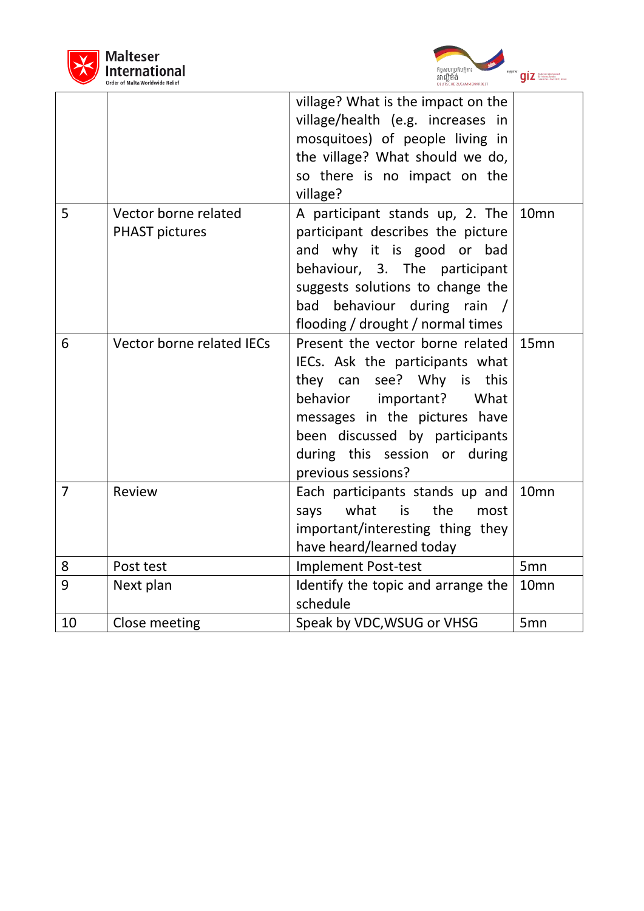| | | | |
|---|---|---|---|
| | | village? What is the impact on the village/health (e.g. increases in mosquitoes) of people living in the village? What should we do, so there is no impact on the village? | |
| 5 | Vector borne related PHAST pictures | A participant stands up, 2. The participant describes the picture and why it is good or bad behaviour, 3. The participant suggests solutions to change the bad behaviour during rain / flooding / drought / normal times | 10mn |
| 6 | Vector borne related IECs | Present the vector borne related IECs. Ask the participants what they can see? Why is this behavior important? What messages in the pictures have been discussed by participants during this session or during previous sessions? | 15mn |
| 7 | Review | Each participants stands up and says what is the most important/interesting thing they have heard/learned today | 10mn |
| 8 | Post test | Implement Post-test | 5mn |
| 9 | Next plan | Identify the topic and arrange the schedule | 10mn |
| 10 | Close meeting | Speak by VDC,WSUG or VHSG | 5mn |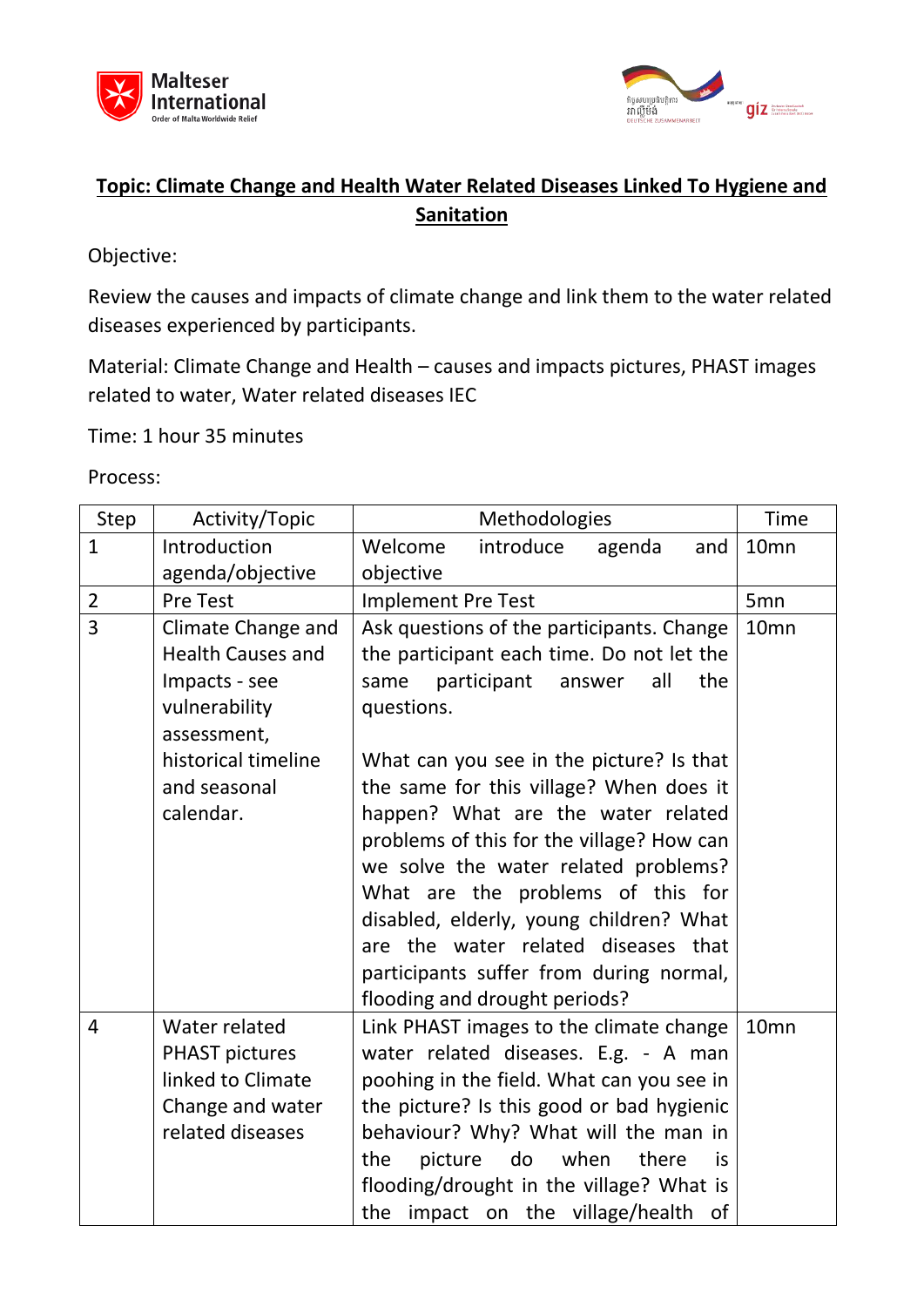**Topic: Climate Change and Health Water Related Diseases Linked To Hygiene and Sanitation**

Objective:

Review the causes and impacts of climate change and link them to the water related diseases experienced by participants.

Material: Climate Change and Health – causes and impacts pictures, PHAST images related to water, Water related diseases IEC

Time: 1 hour 35 minutes

Process:

| Step | Activity/Topic | Methodologies | Time |
|---|---|---|---|
| 1 | Introduction agenda/objective | Welcome introduce agenda and objective | 10mn |
| 2 | Pre Test | Implement Pre Test | 5mn |
| 3 | Climate Change and Health Causes and Impacts - see vulnerability assessment, historical timeline and seasonal calendar. | Ask questions of the participants. Change the participant each time. Do not let the same participant answer all the questions.<br><br>What can you see in the picture? Is that the same for this village? When does it happen? What are the water related problems of this for the village? How can we solve the water related problems? What are the problems of this for disabled, elderly, young children? What are the water related diseases that participants suffer from during normal, flooding and drought periods? | 10mn |
| 4 | Water related PHAST pictures linked to Climate Change and water related diseases | Link PHAST images to the climate change water related diseases. E.g. - A man poohing in the field. What can you see in the picture? Is this good or bad hygienic behaviour? Why? What will the man in the picture do when there is flooding/drought in the village? What is the impact on the village/health of | 10mn |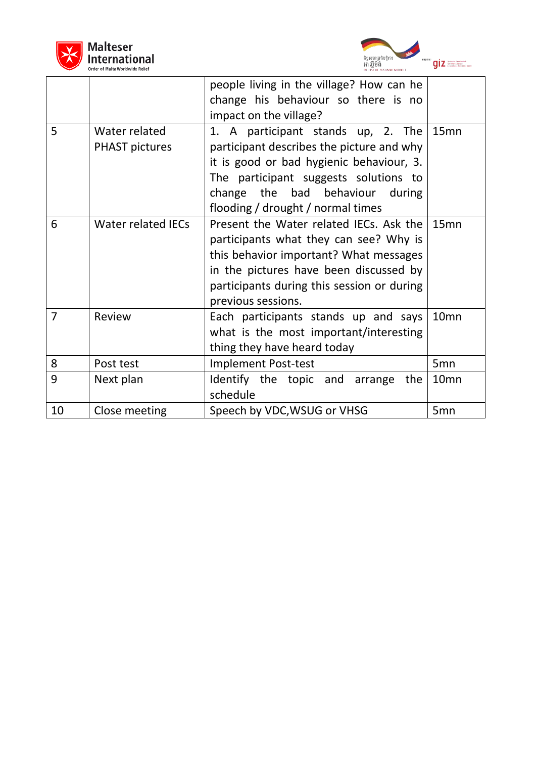| | | | |
|---|---|---|---|
| | | people living in the village? How can he change his behaviour so there is no impact on the village? | |
| 5 | Water related PHAST pictures | 1. A participant stands up, 2. The participant describes the picture and why it is good or bad hygienic behaviour, 3. The participant suggests solutions to change the bad behaviour during flooding / drought / normal times | 15mn |
| 6 | Water related IECs | Present the Water related IECs. Ask the participants what they can see? Why is this behavior important? What messages in the pictures have been discussed by participants during this session or during previous sessions. | 15mn |
| 7 | Review | Each participants stands up and says what is the most important/interesting thing they have heard today | 10mn |
| 8 | Post test | Implement Post-test | 5mn |
| 9 | Next plan | Identify the topic and arrange the schedule | 10mn |
| 10 | Close meeting | Speech by VDC,WSUG or VHSG | 5mn |